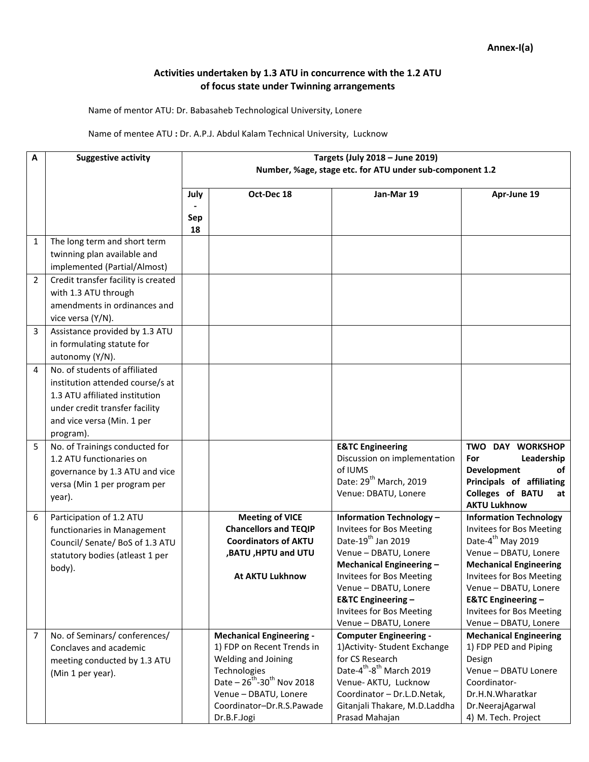**Annex-I(a)**

**Activities undertaken by 1.3 ATU in concurrence with the 1.2 ATU of focus state under Twinning arrangements**

Name of mentor ATU: Dr. Babasaheb Technological University, Lonere

Name of mentee ATU **:** Dr. A.P.J. Abdul Kalam Technical University, Lucknow

| A | Suggestive activity | Targets (July 2018 – June 2019) Number, %age, stage etc. for ATU under sub-component 1.2 | | | |
|---|---|---|---|---|---|
| | | July - Sep 18 | Oct-Dec 18 | Jan-Mar 19 | Apr-June 19 |
| 1 | The long term and short term twinning plan available and implemented (Partial/Almost) | | | | |
| 2 | Credit transfer facility is created with 1.3 ATU through amendments in ordinances and vice versa (Y/N). | | | | |
| 3 | Assistance provided by 1.3 ATU in formulating statute for autonomy (Y/N). | | | | |
| 4 | No. of students of affiliated institution attended course/s at 1.3 ATU affiliated institution under credit transfer facility and vice versa (Min. 1 per program). | | | | |
| 5 | No. of Trainings conducted for 1.2 ATU functionaries on governance by 1.3 ATU and vice versa (Min 1 per program per year). | | | **E&TC Engineering** Discussion on implementation of IUMS Date: 29th March, 2019 Venue: DBATU, Lonere | **TWO DAY WORKSHOP For Leadership Development of Principals of affiliating Colleges of BATU at AKTU Lukhnow** |
| 6 | Participation of 1.2 ATU functionaries in Management Council/ Senate/ BoS of 1.3 ATU statutory bodies (atleast 1 per body). | | **Meeting of VICE Chancellors and TEQIP Coordinators of AKTU ,BATU ,HPTU and UTU** **At AKTU Lukhnow** | **Information Technology –** Invitees for Bos Meeting Date-19th Jan 2019 Venue – DBATU, Lonere **Mechanical Engineering –** Invitees for Bos Meeting Venue – DBATU, Lonere **E&TC Engineering –** Invitees for Bos Meeting Venue – DBATU, Lonere | **Information Technology** Invitees for Bos Meeting Date-4th May 2019 Venue – DBATU, Lonere **Mechanical Engineering** Invitees for Bos Meeting Venue – DBATU, Lonere **E&TC Engineering –** Invitees for Bos Meeting Venue – DBATU, Lonere |
| 7 | No. of Seminars/ conferences/ Conclaves and academic meeting conducted by 1.3 ATU (Min 1 per year). | | **Mechanical Engineering -** 1) FDP on Recent Trends in Welding and Joining Technologies Date – 26th-30th Nov 2018 Venue – DBATU, Lonere Coordinator–Dr.R.S.Pawade Dr.B.F.Jogi | **Computer Engineering -** 1)Activity- Student Exchange for CS Research Date-4th-8th March 2019 Venue- AKTU, Lucknow Coordinator – Dr.L.D.Netak, Gitanjali Thakare, M.D.Laddha Prasad Mahajan | **Mechanical Engineering** 1) FDP PED and Piping Design Venue – DBATU Lonere Coordinator- Dr.H.N.Wharatkar Dr.NeerajAgarwal 4) M. Tech. Project |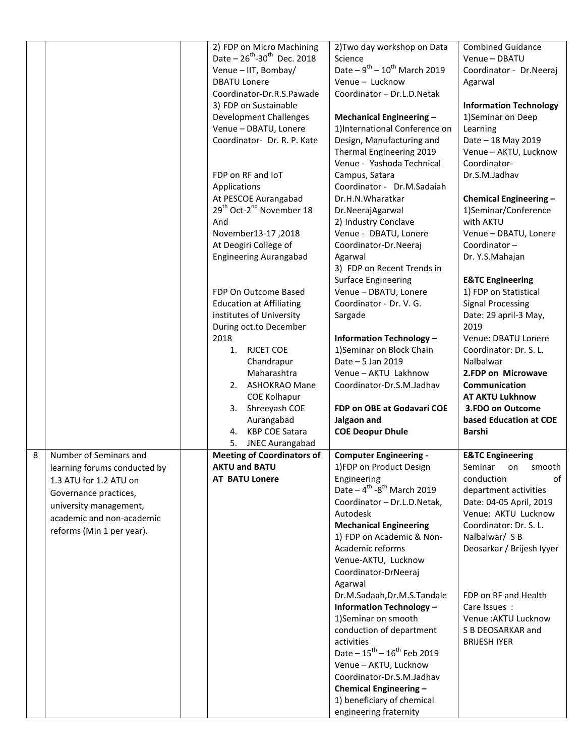| | | | | | |
|---|---|---|---|---|---|
| | | | 2) FDP on Micro Machining<br>Date – 26th-30th Dec. 2018<br>Venue – IIT, Bombay/ DBATU Lonere<br>Coordinator-Dr.R.S.Pawade<br>3) FDP on Sustainable Development Challenges<br>Venue – DBATU, Lonere<br>Coordinator- Dr. R. P. Kate<br><br>FDP on RF and IoT Applications<br>At PESCOE Aurangabad<br>29th Oct-2nd November 18<br>And<br>November13-17 ,2018<br>At Deogiri College of Engineering Aurangabad<br><br>FDP On Outcome Based Education at Affiliating institutes of University During oct.to December 2018<br>1. RJCET COE Chandrapur Maharashtra<br>2. ASHOKRAO Mane COE Kolhapur<br>3. Shreeyash COE Aurangabad<br>4. KBP COE Satara<br>5. JNEC Aurangabad | 2)Two day workshop on Data Science<br>Date – 9th – 10th March 2019<br>Venue – Lucknow<br>Coordinator – Dr.L.D.Netak<br><br>**Mechanical Engineering –**<br>1)International Conference on Design, Manufacturing and Thermal Engineering 2019<br>Venue - Yashoda Technical Campus, Satara<br>Coordinator - Dr.M.Sadaiah Dr.H.N.Wharatkar Dr.NeerajAgarwal<br>2) Industry Conclave<br>Venue - DBATU, Lonere<br>Coordinator-Dr.Neeraj Agarwal<br>3) FDP on Recent Trends in Surface Engineering<br>Venue – DBATU, Lonere<br>Coordinator - Dr. V. G. Sargade<br><br>**Information Technology –**<br>1)Seminar on Block Chain<br>Date – 5 Jan 2019<br>Venue – AKTU Lakhnow<br>Coordinator-Dr.S.M.Jadhav<br><br>**FDP on OBE at Godavari COE Jalgaon and COE Deopur Dhule** | Combined Guidance<br>Venue – DBATU<br>Coordinator - Dr.Neeraj Agarwal<br><br>**Information Technology**<br>1)Seminar on Deep Learning<br>Date – 18 May 2019<br>Venue – AKTU, Lucknow<br>Coordinator- Dr.S.M.Jadhav<br><br>**Chemical Engineering –**<br>1)Seminar/Conference with AKTU<br>Venue – DBATU, Lonere<br>Coordinator – Dr. Y.S.Mahajan<br><br>**E&TC Engineering**<br>1) FDP on Statistical Signal Processing<br>Date: 29 april-3 May, 2019<br>Venue: DBATU Lonere<br>Coordinator: Dr. S. L. Nalbalwar<br>**2.FDP on Microwave Communication AT AKTU Lukhnow**<br>**3.FDO on Outcome based Education at COE Barshi** |
| 8 | Number of Seminars and learning forums conducted by 1.3 ATU for 1.2 ATU on Governance practices, university management, academic and non-academic reforms (Min 1 per year). | | **Meeting of Coordinators of AKTU and BATU AT BATU Lonere** | **Computer Engineering -**<br>1)FDP on Product Design Engineering<br>Date – 4th -8th March 2019<br>Coordinator – Dr.L.D.Netak, Autodesk<br>**Mechanical Engineering**<br>1) FDP on Academic & Non-Academic reforms<br>Venue-AKTU, Lucknow<br>Coordinator-DrNeeraj Agarwal Dr.M.Sadaah,Dr.M.S.Tandale<br>**Information Technology –**<br>1)Seminar on smooth conduction of department activities<br>Date – 15th – 16th Feb 2019<br>Venue – AKTU, Lucknow<br>Coordinator-Dr.S.M.Jadhav<br>**Chemical Engineering –**<br>1) beneficiary of chemical engineering fraternity | **E&TC Engineering**<br>Seminar on smooth conduction of department activities<br>Date: 04-05 April, 2019<br>Venue: AKTU Lucknow<br>Coordinator: Dr. S. L. Nalbalwar/ S B Deosarkar / Brijesh Iyyer<br><br>FDP on RF and Health Care Issues :<br>Venue :AKTU Lucknow<br>S B DEOSARKAR and BRIJESH IYER |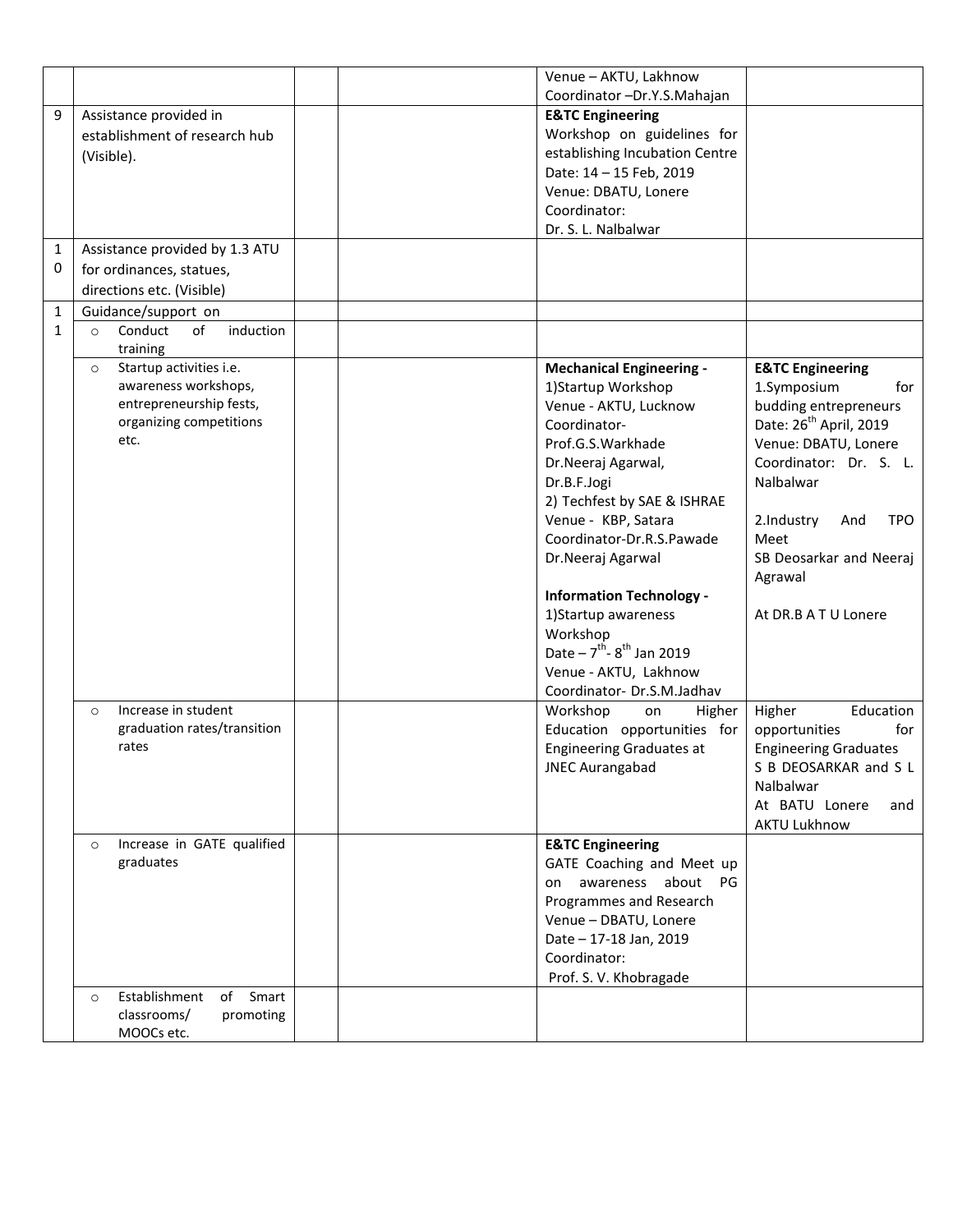| | | | | | |
|---|---|---|---|---|---|
| | | | | Venue – AKTU, Lakhnow<br>Coordinator –Dr.Y.S.Mahajan | |
| 9 | Assistance provided in establishment of research hub (Visible). | | | **E&TC Engineering**<br>Workshop on guidelines for establishing Incubation Centre<br>Date: 14 – 15 Feb, 2019<br>Venue: DBATU, Lonere<br>Coordinator:<br>Dr. S. L. Nalbalwar | |
| 10 | Assistance provided by 1.3 ATU for ordinances, statues, directions etc. (Visible) | | | | |
| 11 | Guidance/support on | | | | |
| | ○ Conduct of induction training | | | | |
| | ○ Startup activities i.e. awareness workshops, entrepreneurship fests, organizing competitions etc. | | | **Mechanical Engineering -**<br>1)Startup Workshop<br>Venue - AKTU, Lucknow<br>Coordinator-<br>Prof.G.S.Warkhade<br>Dr.Neeraj Agarwal,<br>Dr.B.F.Jogi<br>2) Techfest by SAE & ISHRAE<br>Venue - KBP, Satara<br>Coordinator-Dr.R.S.Pawade<br>Dr.Neeraj Agarwal<br><br>**Information Technology -**<br>1)Startup awareness Workshop<br>Date – 7th- 8th Jan 2019<br>Venue - AKTU, Lakhnow<br>Coordinator- Dr.S.M.Jadhav | **E&TC Engineering**<br>1.Symposium for budding entrepreneurs<br>Date: 26th April, 2019<br>Venue: DBATU, Lonere<br>Coordinator: Dr. S. L. Nalbalwar<br><br>2.Industry And TPO Meet<br>SB Deosarkar and Neeraj Agrawal<br><br>At DR.B A T U Lonere |
| | ○ Increase in student graduation rates/transition rates | | | Workshop on Higher Education opportunities for Engineering Graduates at JNEC Aurangabad | Higher Education opportunities for Engineering Graduates<br>S B DEOSARKAR and S L Nalbalwar<br>At BATU Lonere and AKTU Lukhnow |
| | ○ Increase in GATE qualified graduates | | | **E&TC Engineering**<br>GATE Coaching and Meet up on awareness about PG Programmes and Research<br>Venue – DBATU, Lonere<br>Date – 17-18 Jan, 2019<br>Coordinator:<br>Prof. S. V. Khobragade | |
| | ○ Establishment of Smart classrooms/ promoting MOOCs etc. | | | | |